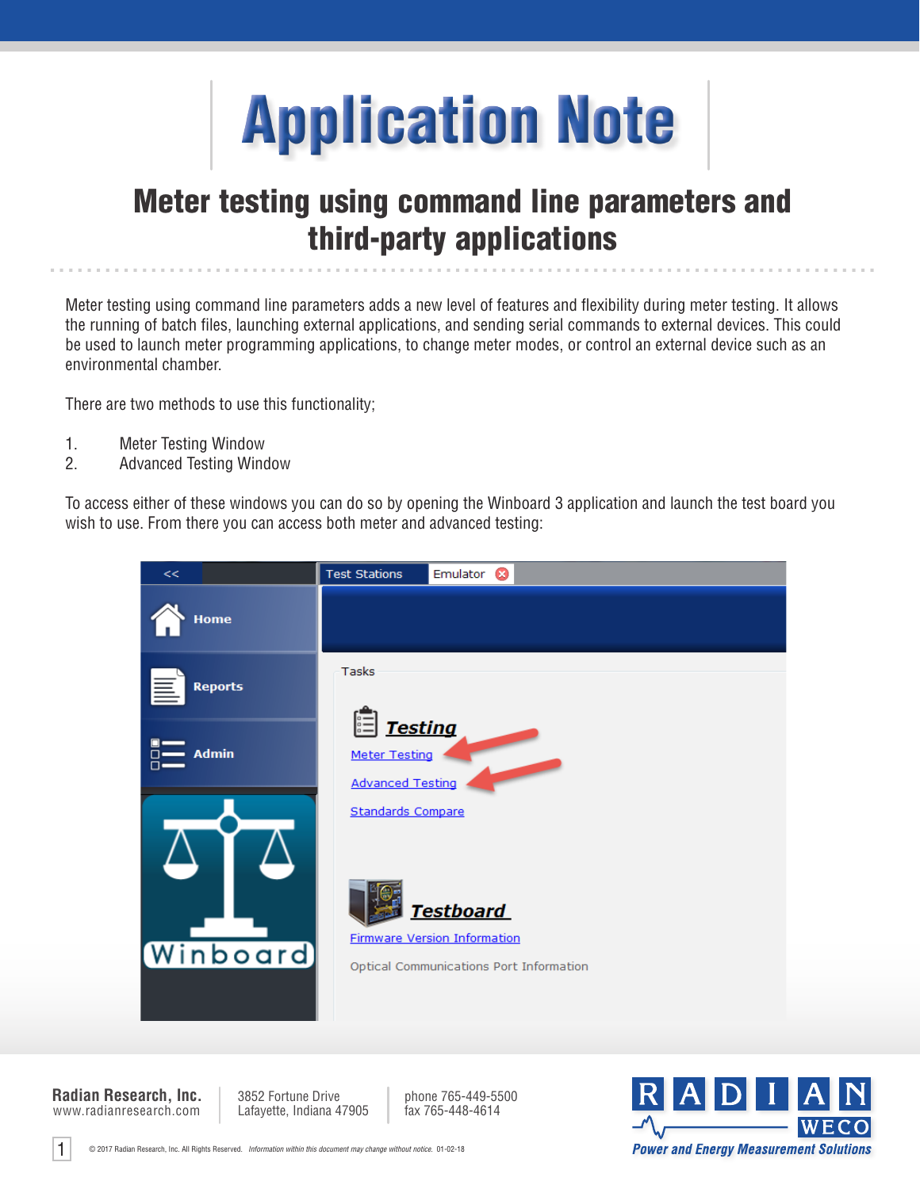# Application Note

## Meter testing using command line parameters and third-party applications

Meter testing using command line parameters adds a new level of features and flexibility during meter testing. It allows the running of batch files, launching external applications, and sending serial commands to external devices. This could be used to launch meter programming applications, to change meter modes, or control an external device such as an environmental chamber.

There are two methods to use this functionality;

1. Meter Testing Window
2. Advanced Testing Window

To access either of these windows you can do so by opening the Winboard 3 application and launch the test board you wish to use. From there you can access both meter and advanced testing:

**Radian Research, Inc.**
www.radianresearch.com

3852 Fortune Drive
Lafayette, Indiana 47905

phone 765-449-5500
fax 765-448-4614

© 2017 Radian Research, Inc. All Rights Reserved. *Information within this document may change without notice.* 01-02-18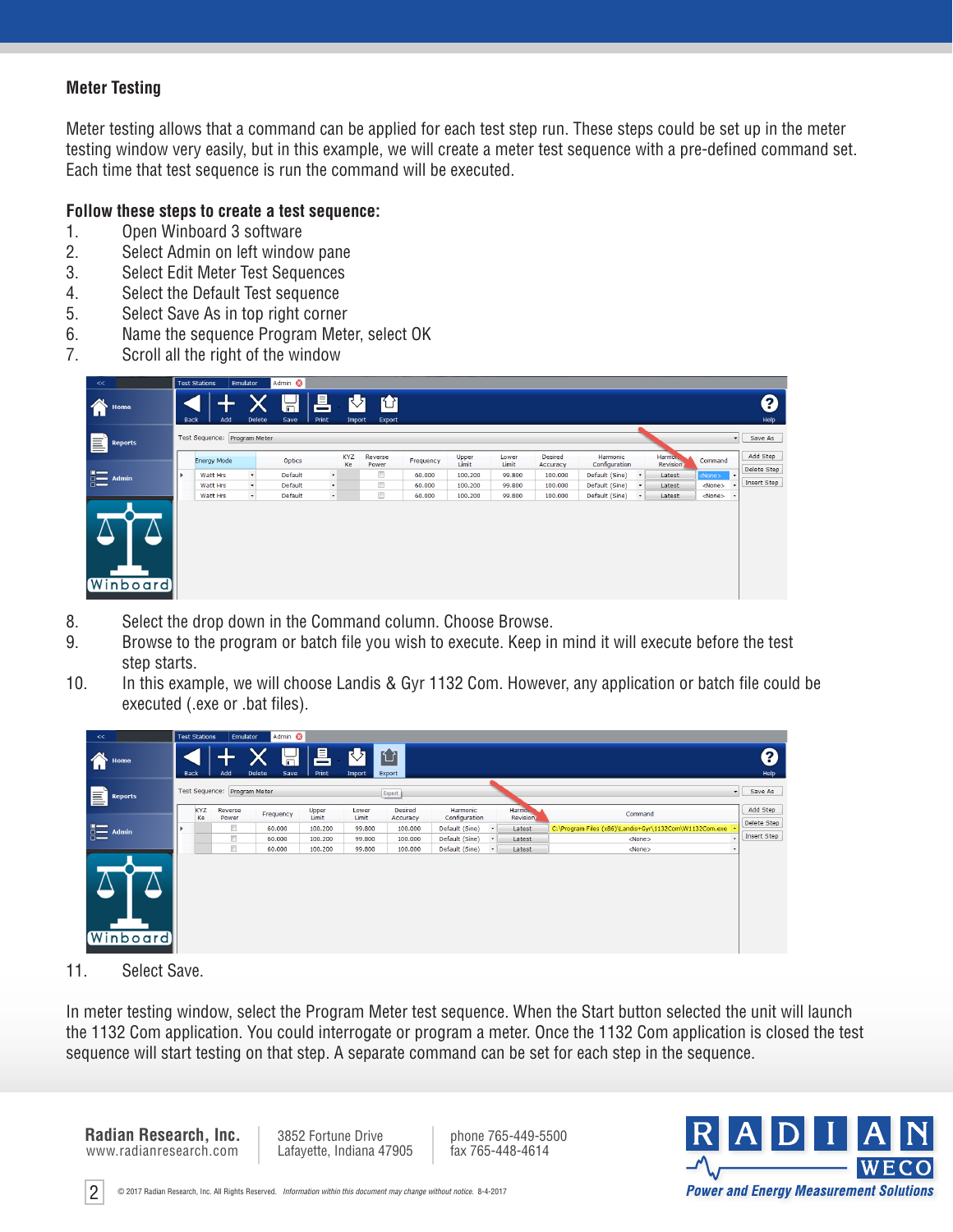## Meter Testing

Meter testing allows that a command can be applied for each test step run. These steps could be set up in the meter testing window very easily, but in this example, we will create a meter test sequence with a pre-defined command set. Each time that test sequence is run the command will be executed.

### Follow these steps to create a test sequence:

1. Open Winboard 3 software
2. Select Admin on left window pane
3. Select Edit Meter Test Sequences
4. Select the Default Test sequence
5. Select Save As in top right corner
6. Name the sequence Program Meter, select OK
7. Scroll all the right of the window

8. Select the drop down in the Command column. Choose Browse.
9. Browse to the program or batch file you wish to execute. Keep in mind it will execute before the test step starts.
10. In this example, we will choose Landis & Gyr 1132 Com. However, any application or batch file could be executed (.exe or .bat files).

11. Select Save.

In meter testing window, select the Program Meter test sequence. When the Start button selected the unit will launch the 1132 Com application. You could interrogate or program a meter. Once the 1132 Com application is closed the test sequence will start testing on that step. A separate command can be set for each step in the sequence.

**Radian Research, Inc.**
www.radianresearch.com

3852 Fortune Drive
Lafayette, Indiana 47905

phone 765-449-5500
fax 765-448-4614

© 2017 Radian Research, Inc. All Rights Reserved. *Information within this document may change without notice.* 8-4-2017

RADIAN WECO
*Power and Energy Measurement Solutions*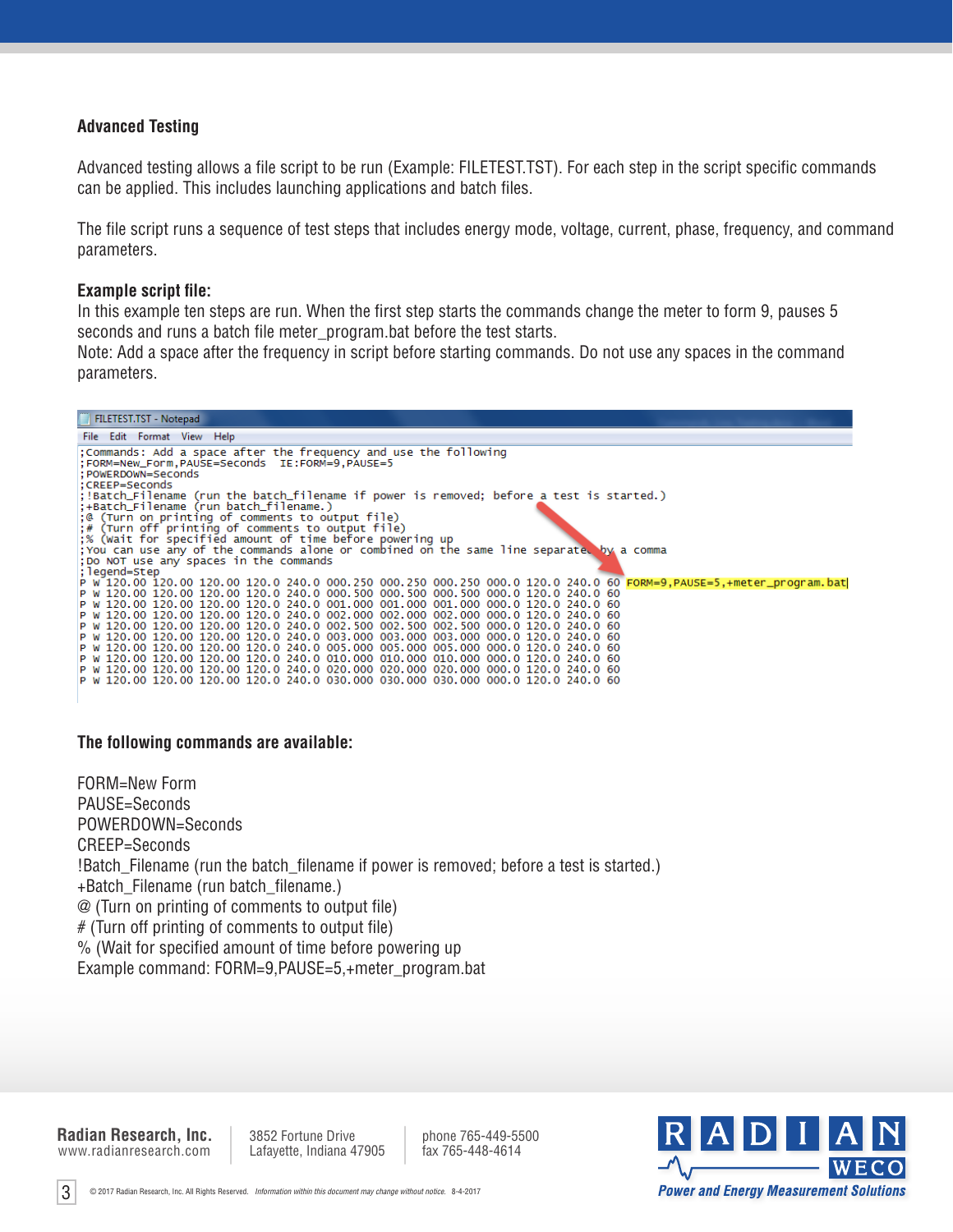### Advanced Testing

Advanced testing allows a file script to be run (Example: FILETEST.TST). For each step in the script specific commands can be applied. This includes launching applications and batch files.

The file script runs a sequence of test steps that includes energy mode, voltage, current, phase, frequency, and command parameters.

**Example script file:**

In this example ten steps are run. When the first step starts the commands change the meter to form 9, pauses 5 seconds and runs a batch file meter_program.bat before the test starts.

Note: Add a space after the frequency in script before starting commands. Do not use any spaces in the command parameters.

```
;Commands: Add a space after the frequency and use the following
;FORM=New_Form,PAUSE=Seconds  IE:FORM=9,PAUSE=5
;POWERDOWN=Seconds
;CREEP=Seconds
;!Batch_Filename (run the batch_filename if power is removed; before a test is started.)
;+Batch_Filename (run batch_filename.)
;@ (Turn on printing of comments to output file)
;# (Turn off printing of comments to output file)
;% (Wait for specified amount of time before powering up
;You can use any of the commands alone or combined on the same line separated by a comma
;Do NOT use any spaces in the commands
;legend=Step
P W 120.00 120.00 120.00 120.0 240.0 000.250 000.250 000.250 000.0 120.0 240.0 60 FORM=9,PAUSE=5,+meter_program.bat
P W 120.00 120.00 120.00 120.0 240.0 000.500 000.500 000.500 000.0 120.0 240.0 60
P W 120.00 120.00 120.00 120.0 240.0 001.000 001.000 001.000 000.0 120.0 240.0 60
P W 120.00 120.00 120.00 120.0 240.0 002.000 002.000 002.000 000.0 120.0 240.0 60
P W 120.00 120.00 120.00 120.0 240.0 002.500 002.500 002.500 000.0 120.0 240.0 60
P W 120.00 120.00 120.00 120.0 240.0 003.000 003.000 003.000 000.0 120.0 240.0 60
P W 120.00 120.00 120.00 120.0 240.0 005.000 005.000 005.000 000.0 120.0 240.0 60
P W 120.00 120.00 120.00 120.0 240.0 010.000 010.000 010.000 000.0 120.0 240.0 60
P W 120.00 120.00 120.00 120.0 240.0 020.000 020.000 020.000 000.0 120.0 240.0 60
P W 120.00 120.00 120.00 120.0 240.0 030.000 030.000 030.000 000.0 120.0 240.0 60
```

**The following commands are available:**

FORM=New Form  
PAUSE=Seconds  
POWERDOWN=Seconds  
CREEP=Seconds  
!Batch_Filename (run the batch_filename if power is removed; before a test is started.)  
+Batch_Filename (run batch_filename.)  
@ (Turn on printing of comments to output file)  
# (Turn off printing of comments to output file)  
% (Wait for specified amount of time before powering up  
Example command: FORM=9,PAUSE=5,+meter_program.bat

**Radian Research, Inc.**  
www.radianresearch.com

3852 Fortune Drive  
Lafayette, Indiana 47905

phone 765-449-5500  
fax 765-448-4614

RADIAN WECO  
*Power and Energy Measurement Solutions*

© 2017 Radian Research, Inc. All Rights Reserved. *Information within this document may change without notice.* 8-4-2017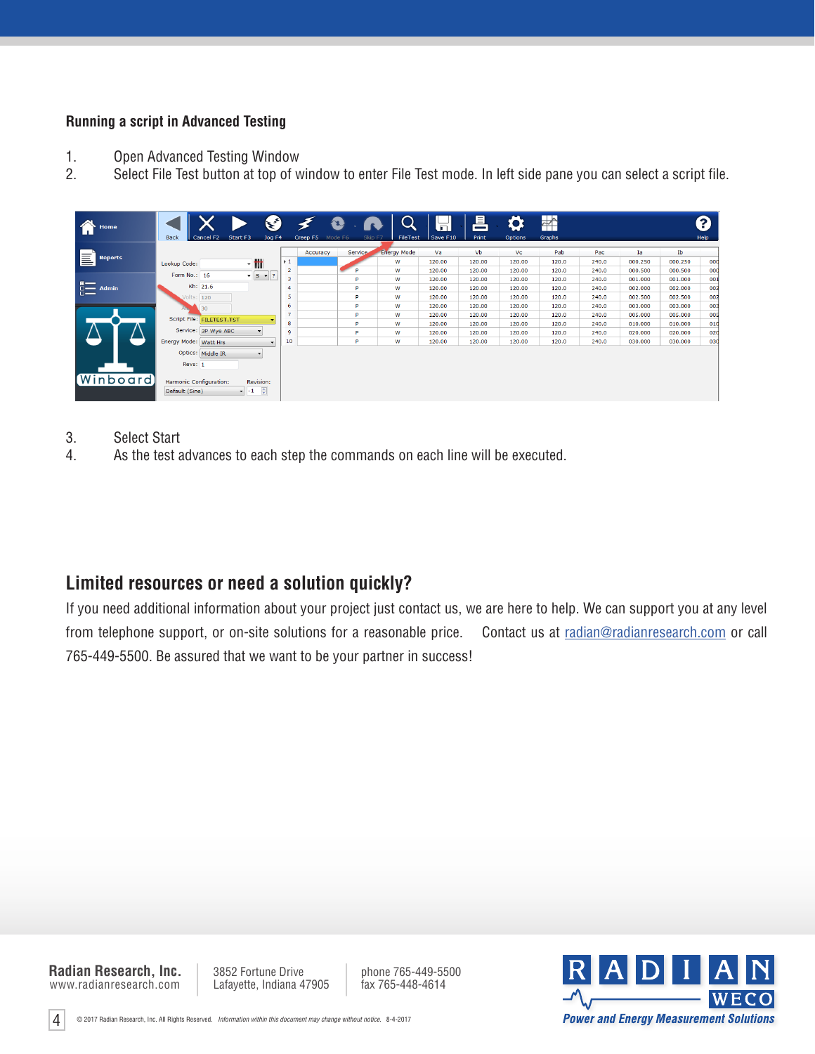### Running a script in Advanced Testing

1. Open Advanced Testing Window
2. Select File Test button at top of window to enter File Test mode. In left side pane you can select a script file.

3. Select Start
4. As the test advances to each step the commands on each line will be executed.

## Limited resources or need a solution quickly?

If you need additional information about your project just contact us, we are here to help. We can support you at any level from telephone support, or on-site solutions for a reasonable price. Contact us at radian@radianresearch.com or call 765-449-5500. Be assured that we want to be your partner in success!

**Radian Research, Inc.**
www.radianresearch.com

3852 Fortune Drive
Lafayette, Indiana 47905

phone 765-449-5500
fax 765-448-4614

RADIAN WECO
*Power and Energy Measurement Solutions*

© 2017 Radian Research, Inc. All Rights Reserved. *Information within this document may change without notice.* 8-4-2017